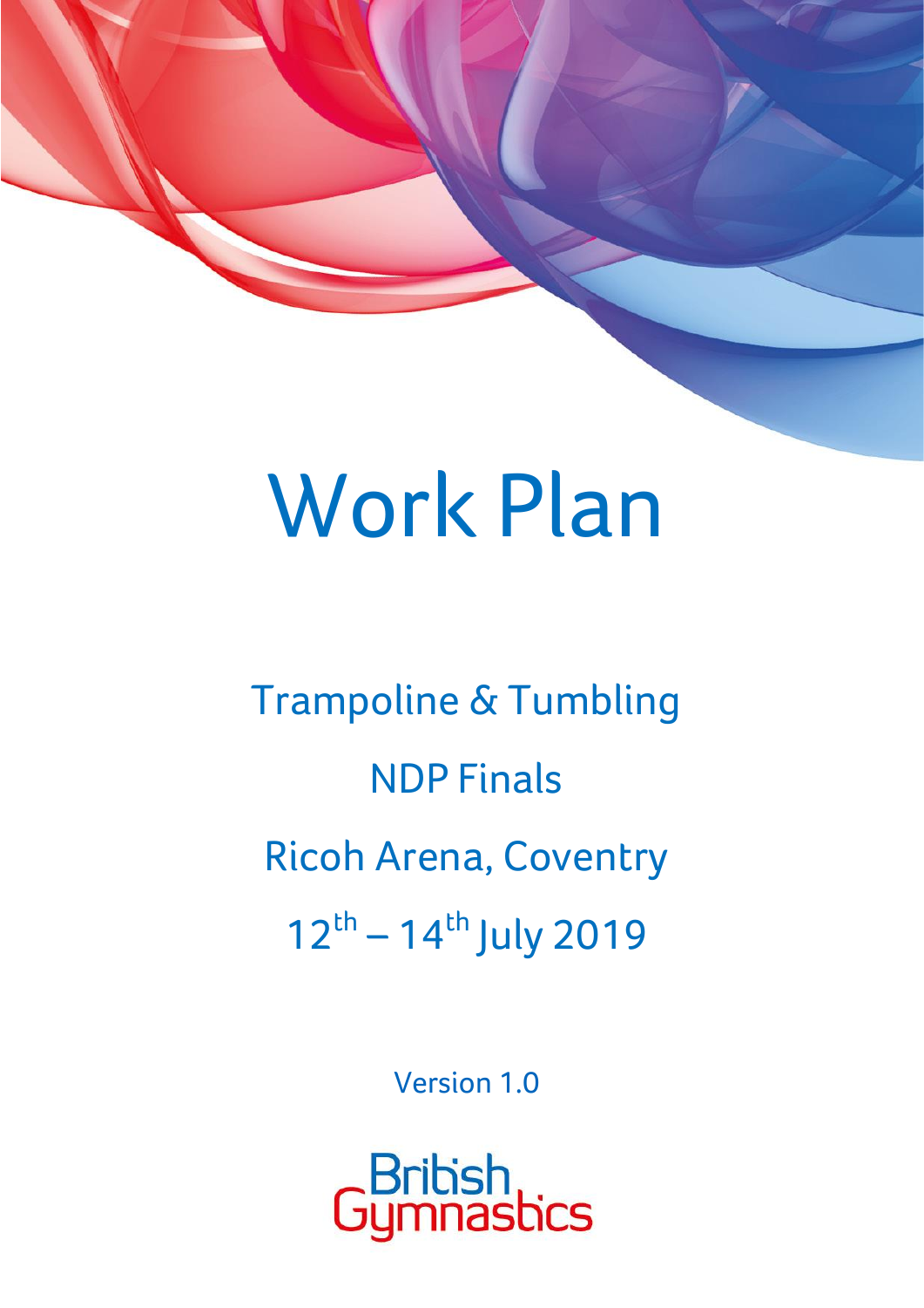# Work Plan

Trampoline & Tumbling

NDP Finals

Ricoh Arena, Coventry

12th – 14th July 2019

Version 1.0

British Gymnastics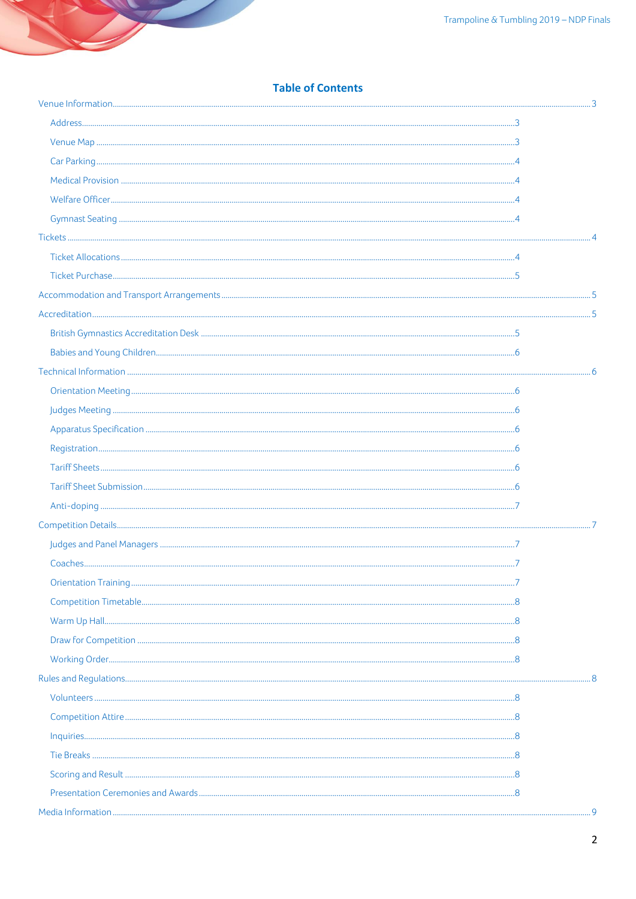# Table of Contents

- Venue Information ... 3
  - Address ... 3
  - Venue Map ... 3
  - Car Parking ... 4
  - Medical Provision ... 4
  - Welfare Officer ... 4
  - Gymnast Seating ... 4
- Tickets ... 4
  - Ticket Allocations ... 4
  - Ticket Purchase ... 5
- Accommodation and Transport Arrangements ... 5
- Accreditation ... 5
  - British Gymnastics Accreditation Desk ... 5
  - Babies and Young Children ... 6
- Technical Information ... 6
  - Orientation Meeting ... 6
  - Judges Meeting ... 6
  - Apparatus Specification ... 6
  - Registration ... 6
  - Tariff Sheets ... 6
  - Tariff Sheet Submission ... 6
  - Anti-doping ... 7
- Competition Details ... 7
  - Judges and Panel Managers ... 7
  - Coaches ... 7
  - Orientation Training ... 7
  - Competition Timetable ... 8
  - Warm Up Hall ... 8
  - Draw for Competition ... 8
  - Working Order ... 8
- Rules and Regulations ... 8
  - Volunteers ... 8
  - Competition Attire ... 8
  - Inquiries ... 8
  - Tie Breaks ... 8
  - Scoring and Result ... 8
  - Presentation Ceremonies and Awards ... 8
- Media Information ... 9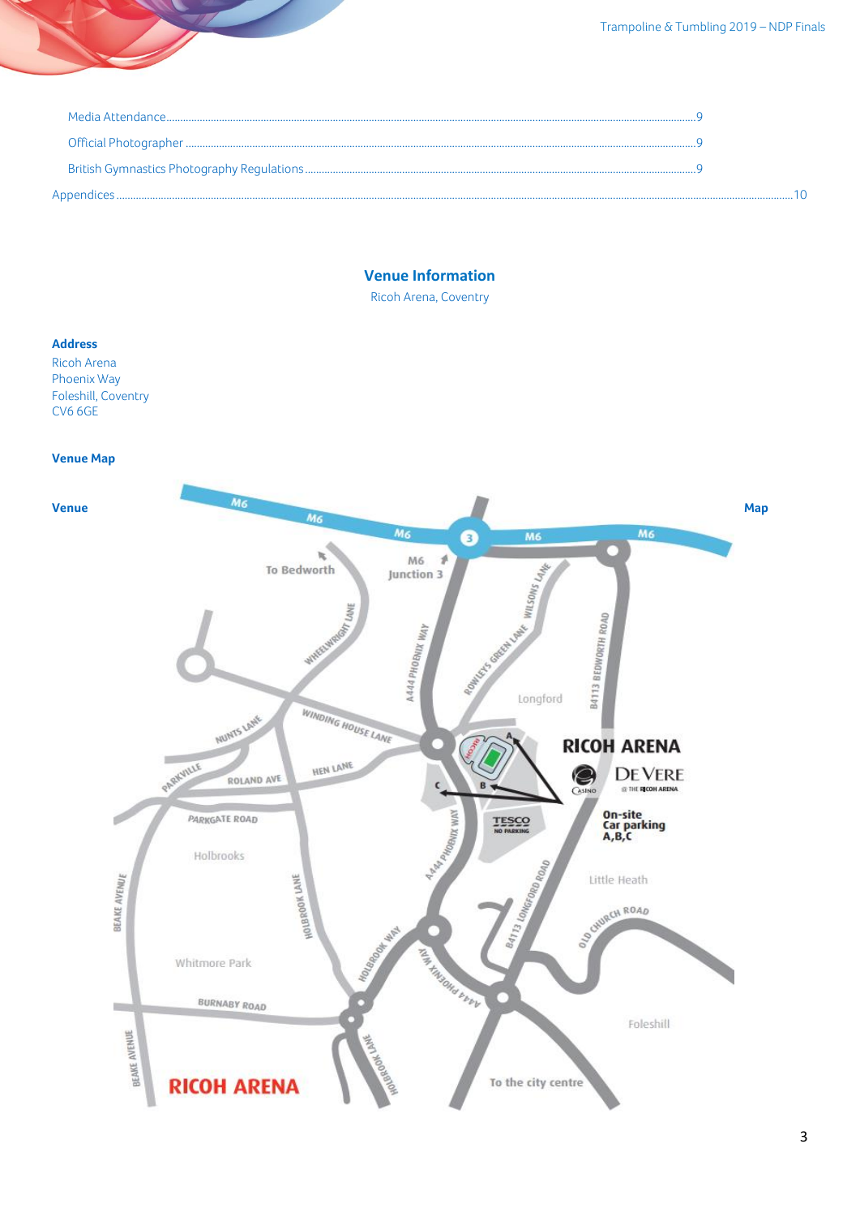Media Attendance ....................................................................................................................................................................................... 9

Official Photographer ................................................................................................................................................................................ 9

British Gymnastics Photography Regulations ...................................................................................................................................... 9

Appendices ..................................................................................................................................................................................................... 10

## Venue Information

Ricoh Arena, Coventry

**Address**

Ricoh Arena
Phoenix Way
Foleshill, Coventry
CV6 6GE

**Venue Map**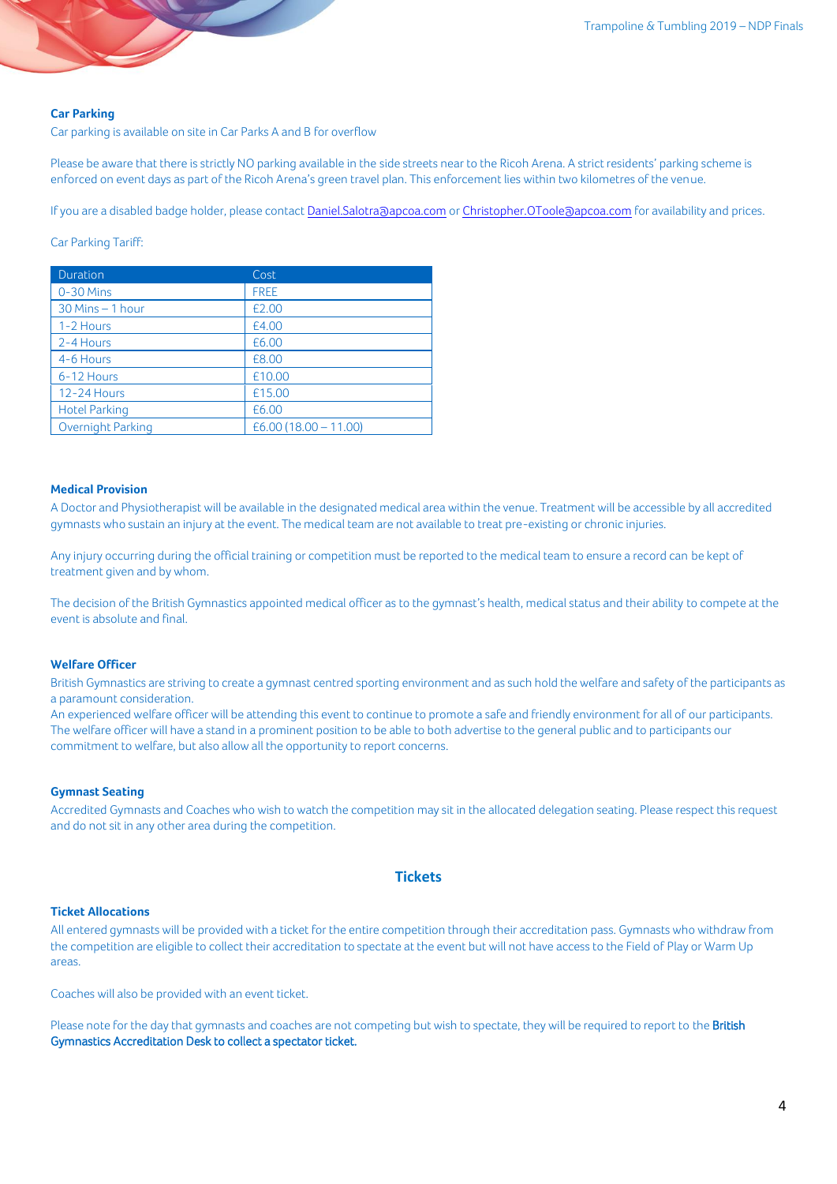### Car Parking

Car parking is available on site in Car Parks A and B for overflow

Please be aware that there is strictly NO parking available in the side streets near to the Ricoh Arena. A strict residents' parking scheme is enforced on event days as part of the Ricoh Arena's green travel plan. This enforcement lies within two kilometres of the venue.

If you are a disabled badge holder, please contact Daniel.Salotra@apcoa.com or Christopher.OToole@apcoa.com for availability and prices.

Car Parking Tariff:

| Duration | Cost |
|---|---|
| 0-30 Mins | FREE |
| 30 Mins – 1 hour | £2.00 |
| 1-2 Hours | £4.00 |
| 2-4 Hours | £6.00 |
| 4-6 Hours | £8.00 |
| 6-12 Hours | £10.00 |
| 12-24 Hours | £15.00 |
| Hotel Parking | £6.00 |
| Overnight Parking | £6.00 (18.00 – 11.00) |

### Medical Provision

A Doctor and Physiotherapist will be available in the designated medical area within the venue. Treatment will be accessible by all accredited gymnasts who sustain an injury at the event. The medical team are not available to treat pre-existing or chronic injuries.

Any injury occurring during the official training or competition must be reported to the medical team to ensure a record can be kept of treatment given and by whom.

The decision of the British Gymnastics appointed medical officer as to the gymnast's health, medical status and their ability to compete at the event is absolute and final.

### Welfare Officer

British Gymnastics are striving to create a gymnast centred sporting environment and as such hold the welfare and safety of the participants as a paramount consideration.
An experienced welfare officer will be attending this event to continue to promote a safe and friendly environment for all of our participants. The welfare officer will have a stand in a prominent position to be able to both advertise to the general public and to participants our commitment to welfare, but also allow all the opportunity to report concerns.

### Gymnast Seating

Accredited Gymnasts and Coaches who wish to watch the competition may sit in the allocated delegation seating. Please respect this request and do not sit in any other area during the competition.

## Tickets

### Ticket Allocations

All entered gymnasts will be provided with a ticket for the entire competition through their accreditation pass. Gymnasts who withdraw from the competition are eligible to collect their accreditation to spectate at the event but will not have access to the Field of Play or Warm Up areas.

Coaches will also be provided with an event ticket.

Please note for the day that gymnasts and coaches are not competing but wish to spectate, they will be required to report to the **British Gymnastics Accreditation Desk to collect a spectator ticket.**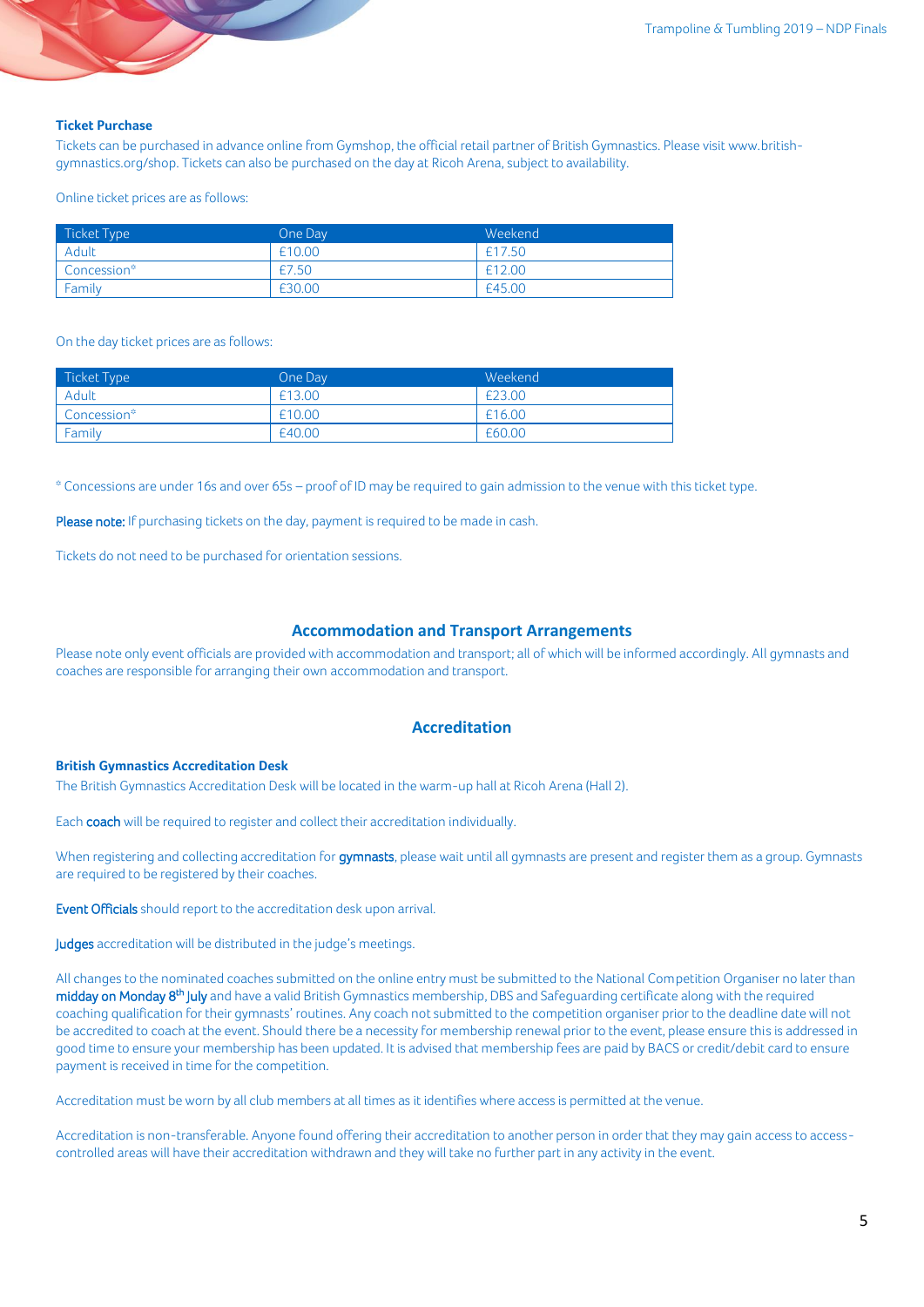**Ticket Purchase**

Tickets can be purchased in advance online from Gymshop, the official retail partner of British Gymnastics. Please visit www.british-gymnastics.org/shop. Tickets can also be purchased on the day at Ricoh Arena, subject to availability.

Online ticket prices are as follows:

| Ticket Type | One Day | Weekend |
|---|---|---|
| Adult | £10.00 | £17.50 |
| Concession* | £7.50 | £12.00 |
| Family | £30.00 | £45.00 |

On the day ticket prices are as follows:

| Ticket Type | One Day | Weekend |
|---|---|---|
| Adult | £13.00 | £23.00 |
| Concession* | £10.00 | £16.00 |
| Family | £40.00 | £60.00 |

* Concessions are under 16s and over 65s – proof of ID may be required to gain admission to the venue with this ticket type.

**Please note:** If purchasing tickets on the day, payment is required to be made in cash.

Tickets do not need to be purchased for orientation sessions.

## Accommodation and Transport Arrangements

Please note only event officials are provided with accommodation and transport; all of which will be informed accordingly. All gymnasts and coaches are responsible for arranging their own accommodation and transport.

## Accreditation

**British Gymnastics Accreditation Desk**

The British Gymnastics Accreditation Desk will be located in the warm-up hall at Ricoh Arena (Hall 2).

Each **coach** will be required to register and collect their accreditation individually.

When registering and collecting accreditation for **gymnasts**, please wait until all gymnasts are present and register them as a group. Gymnasts are required to be registered by their coaches.

**Event Officials** should report to the accreditation desk upon arrival.

**Judges** accreditation will be distributed in the judge's meetings.

All changes to the nominated coaches submitted on the online entry must be submitted to the National Competition Organiser no later than **midday on Monday 8th July** and have a valid British Gymnastics membership, DBS and Safeguarding certificate along with the required coaching qualification for their gymnasts' routines. Any coach not submitted to the competition organiser prior to the deadline date will not be accredited to coach at the event. Should there be a necessity for membership renewal prior to the event, please ensure this is addressed in good time to ensure your membership has been updated. It is advised that membership fees are paid by BACS or credit/debit card to ensure payment is received in time for the competition.

Accreditation must be worn by all club members at all times as it identifies where access is permitted at the venue.

Accreditation is non-transferable. Anyone found offering their accreditation to another person in order that they may gain access to access-controlled areas will have their accreditation withdrawn and they will take no further part in any activity in the event.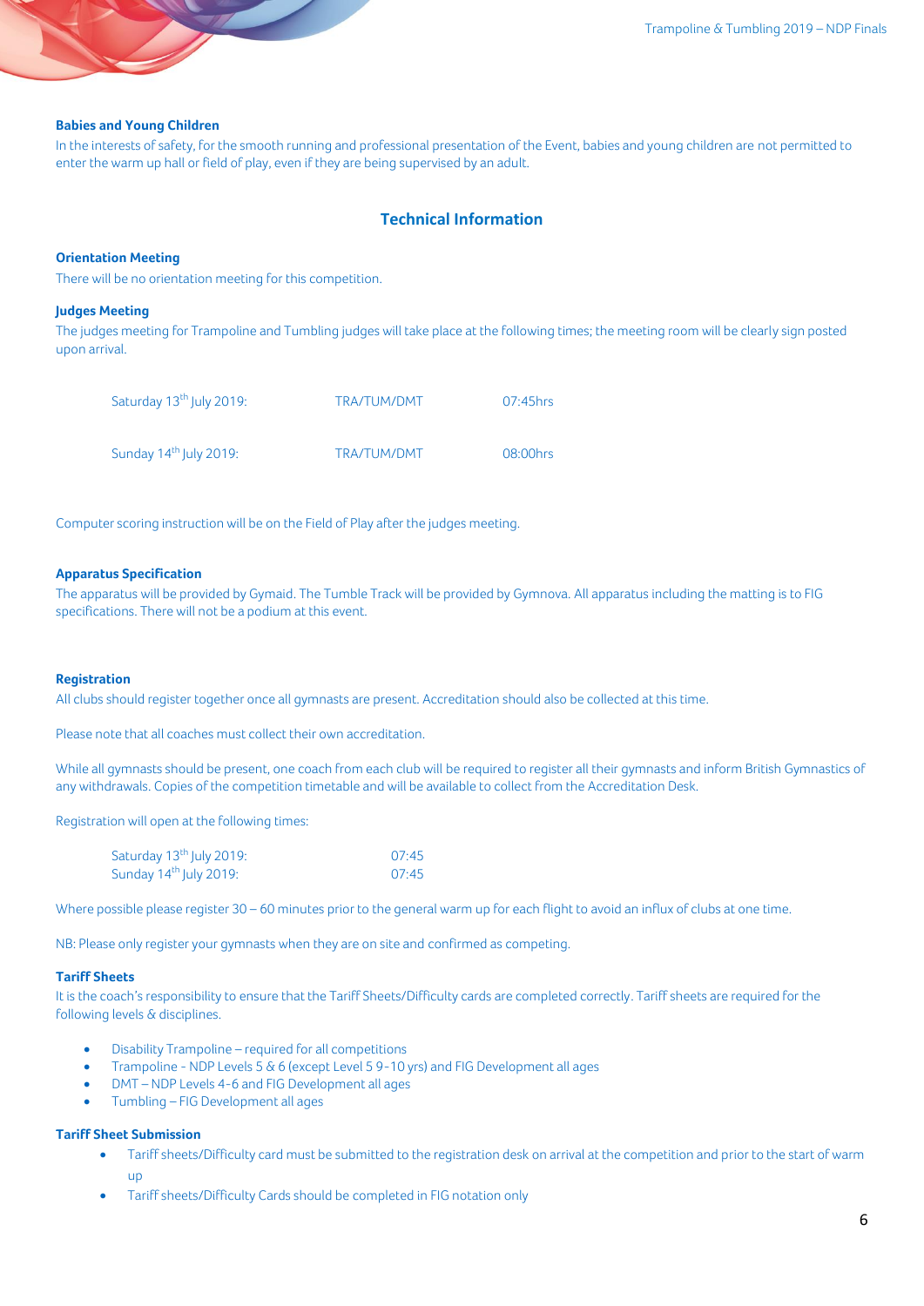### Babies and Young Children

In the interests of safety, for the smooth running and professional presentation of the Event, babies and young children are not permitted to enter the warm up hall or field of play, even if they are being supervised by an adult.

## Technical Information

### Orientation Meeting

There will be no orientation meeting for this competition.

### Judges Meeting

The judges meeting for Trampoline and Tumbling judges will take place at the following times; the meeting room will be clearly sign posted upon arrival.

| | | |
|---|---|---|
| Saturday 13th July 2019: | TRA/TUM/DMT | 07:45hrs |
| Sunday 14th July 2019: | TRA/TUM/DMT | 08:00hrs |

Computer scoring instruction will be on the Field of Play after the judges meeting.

### Apparatus Specification

The apparatus will be provided by Gymaid. The Tumble Track will be provided by Gymnova. All apparatus including the matting is to FIG specifications. There will not be a podium at this event.

### Registration

All clubs should register together once all gymnasts are present. Accreditation should also be collected at this time.

Please note that all coaches must collect their own accreditation.

While all gymnasts should be present, one coach from each club will be required to register all their gymnasts and inform British Gymnastics of any withdrawals. Copies of the competition timetable and will be available to collect from the Accreditation Desk.

Registration will open at the following times:

| | |
|---|---|
| Saturday 13th July 2019: | 07:45 |
| Sunday 14th July 2019: | 07:45 |

Where possible please register 30 – 60 minutes prior to the general warm up for each flight to avoid an influx of clubs at one time.

NB: Please only register your gymnasts when they are on site and confirmed as competing.

### Tariff Sheets

It is the coach's responsibility to ensure that the Tariff Sheets/Difficulty cards are completed correctly. Tariff sheets are required for the following levels & disciplines.

- Disability Trampoline – required for all competitions
- Trampoline - NDP Levels 5 & 6 (except Level 5 9-10 yrs) and FIG Development all ages
- DMT – NDP Levels 4-6 and FIG Development all ages
- Tumbling – FIG Development all ages

### Tariff Sheet Submission

- Tariff sheets/Difficulty card must be submitted to the registration desk on arrival at the competition and prior to the start of warm up
- Tariff sheets/Difficulty Cards should be completed in FIG notation only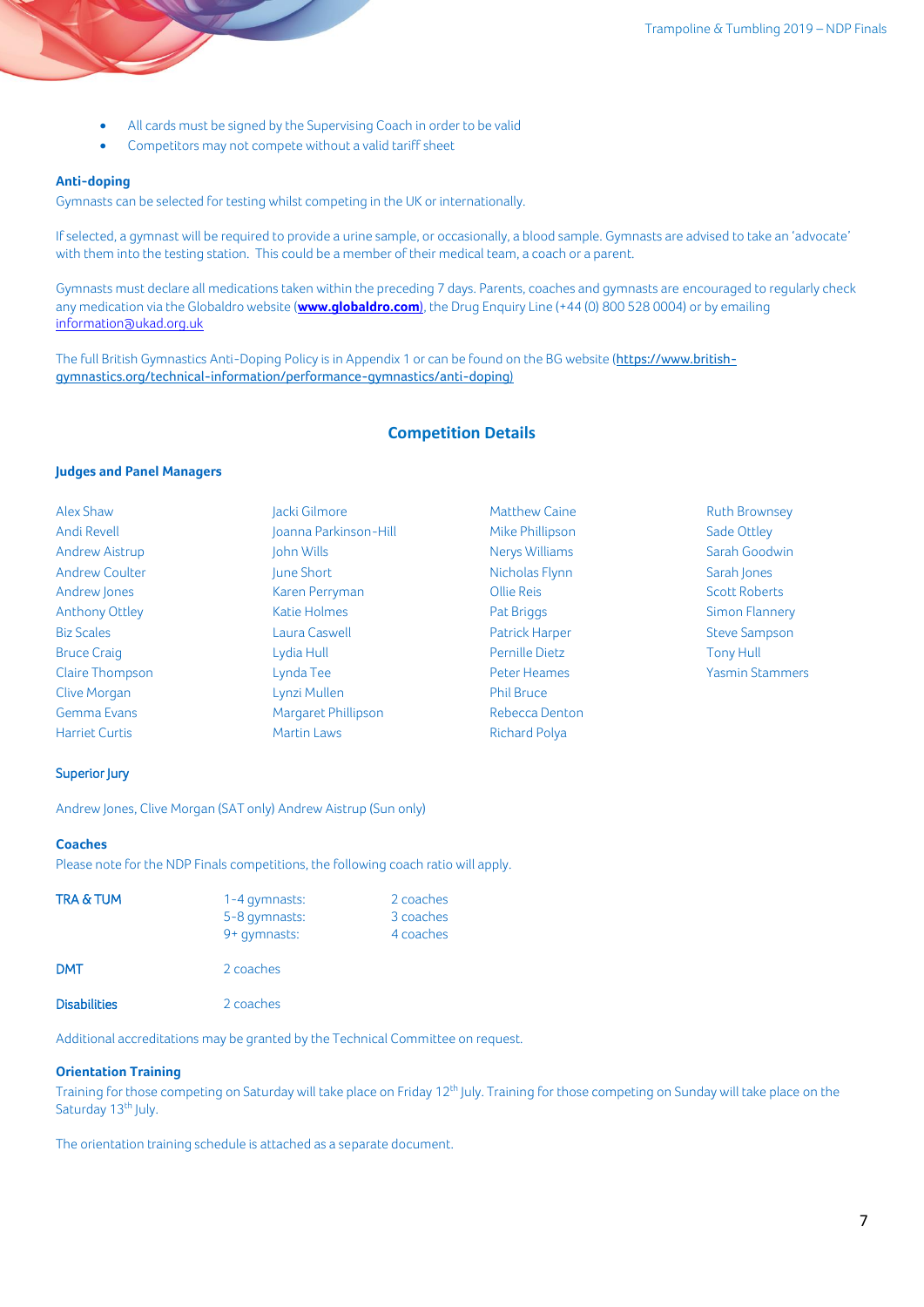- All cards must be signed by the Supervising Coach in order to be valid
- Competitors may not compete without a valid tariff sheet

**Anti-doping**

Gymnasts can be selected for testing whilst competing in the UK or internationally.

If selected, a gymnast will be required to provide a urine sample, or occasionally, a blood sample. Gymnasts are advised to take an 'advocate' with them into the testing station. This could be a member of their medical team, a coach or a parent.

Gymnasts must declare all medications taken within the preceding 7 days. Parents, coaches and gymnasts are encouraged to regularly check any medication via the Globaldro website (**www.globaldro.com**), the Drug Enquiry Line (+44 (0) 800 528 0004) or by emailing information@ukad.org.uk

The full British Gymnastics Anti-Doping Policy is in Appendix 1 or can be found on the BG website (https://www.british-gymnastics.org/technical-information/performance-gymnastics/anti-doping)

## Competition Details

**Judges and Panel Managers**

Alex Shaw
Andi Revell
Andrew Aistrup
Andrew Coulter
Andrew Jones
Anthony Ottley
Biz Scales
Bruce Craig
Claire Thompson
Clive Morgan
Gemma Evans
Harriet Curtis
Jacki Gilmore
Joanna Parkinson-Hill
John Wills
June Short
Karen Perryman
Katie Holmes
Laura Caswell
Lydia Hull
Lynda Tee
Lynzi Mullen
Margaret Phillipson
Martin Laws
Matthew Caine
Mike Phillipson
Nerys Williams
Nicholas Flynn
Ollie Reis
Pat Briggs
Patrick Harper
Pernille Dietz
Peter Heames
Phil Bruce
Rebecca Denton
Richard Polya
Ruth Brownsey
Sade Ottley
Sarah Goodwin
Sarah Jones
Scott Roberts
Simon Flannery
Steve Sampson
Tony Hull
Yasmin Stammers

**Superior Jury**

Andrew Jones, Clive Morgan (SAT only) Andrew Aistrup (Sun only)

**Coaches**

Please note for the NDP Finals competitions, the following coach ratio will apply.

| | | |
|---|---|---|
| TRA & TUM | 1-4 gymnasts: | 2 coaches |
| | 5-8 gymnasts: | 3 coaches |
| | 9+ gymnasts: | 4 coaches |
| DMT | 2 coaches | |
| Disabilities | 2 coaches | |

Additional accreditations may be granted by the Technical Committee on request.

**Orientation Training**

Training for those competing on Saturday will take place on Friday 12th July. Training for those competing on Sunday will take place on the Saturday 13th July.

The orientation training schedule is attached as a separate document.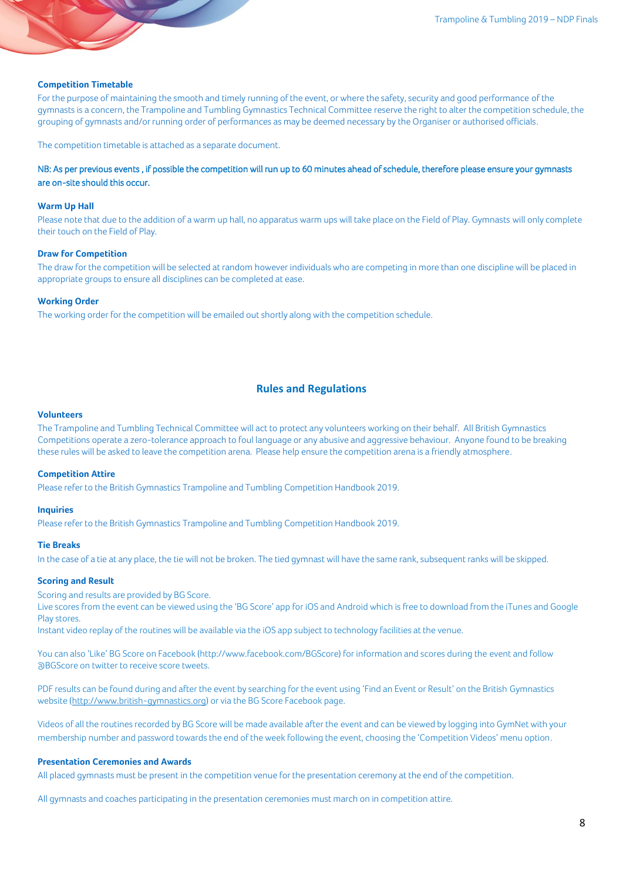### Competition Timetable

For the purpose of maintaining the smooth and timely running of the event, or where the safety, security and good performance of the gymnasts is a concern, the Trampoline and Tumbling Gymnastics Technical Committee reserve the right to alter the competition schedule, the grouping of gymnasts and/or running order of performances as may be deemed necessary by the Organiser or authorised officials.

The competition timetable is attached as a separate document.

NB: As per previous events , if possible the competition will run up to 60 minutes ahead of schedule, therefore please ensure your gymnasts are on-site should this occur.

### Warm Up Hall

Please note that due to the addition of a warm up hall, no apparatus warm ups will take place on the Field of Play. Gymnasts will only complete their touch on the Field of Play.

### Draw for Competition

The draw for the competition will be selected at random however individuals who are competing in more than one discipline will be placed in appropriate groups to ensure all disciplines can be completed at ease.

### Working Order

The working order for the competition will be emailed out shortly along with the competition schedule.

## Rules and Regulations

### Volunteers

The Trampoline and Tumbling Technical Committee will act to protect any volunteers working on their behalf. All British Gymnastics Competitions operate a zero-tolerance approach to foul language or any abusive and aggressive behaviour. Anyone found to be breaking these rules will be asked to leave the competition arena. Please help ensure the competition arena is a friendly atmosphere.

### Competition Attire

Please refer to the British Gymnastics Trampoline and Tumbling Competition Handbook 2019.

### Inquiries

Please refer to the British Gymnastics Trampoline and Tumbling Competition Handbook 2019.

### Tie Breaks

In the case of a tie at any place, the tie will not be broken. The tied gymnast will have the same rank, subsequent ranks will be skipped.

### Scoring and Result

Scoring and results are provided by BG Score.
Live scores from the event can be viewed using the 'BG Score' app for iOS and Android which is free to download from the iTunes and Google Play stores.
Instant video replay of the routines will be available via the iOS app subject to technology facilities at the venue.

You can also 'Like' BG Score on Facebook (http://www.facebook.com/BGScore) for information and scores during the event and follow @BGScore on twitter to receive score tweets.

PDF results can be found during and after the event by searching for the event using 'Find an Event or Result' on the British Gymnastics website (http://www.british-gymnastics.org) or via the BG Score Facebook page.

Videos of all the routines recorded by BG Score will be made available after the event and can be viewed by logging into GymNet with your membership number and password towards the end of the week following the event, choosing the 'Competition Videos' menu option.

### Presentation Ceremonies and Awards

All placed gymnasts must be present in the competition venue for the presentation ceremony at the end of the competition.

All gymnasts and coaches participating in the presentation ceremonies must march on in competition attire.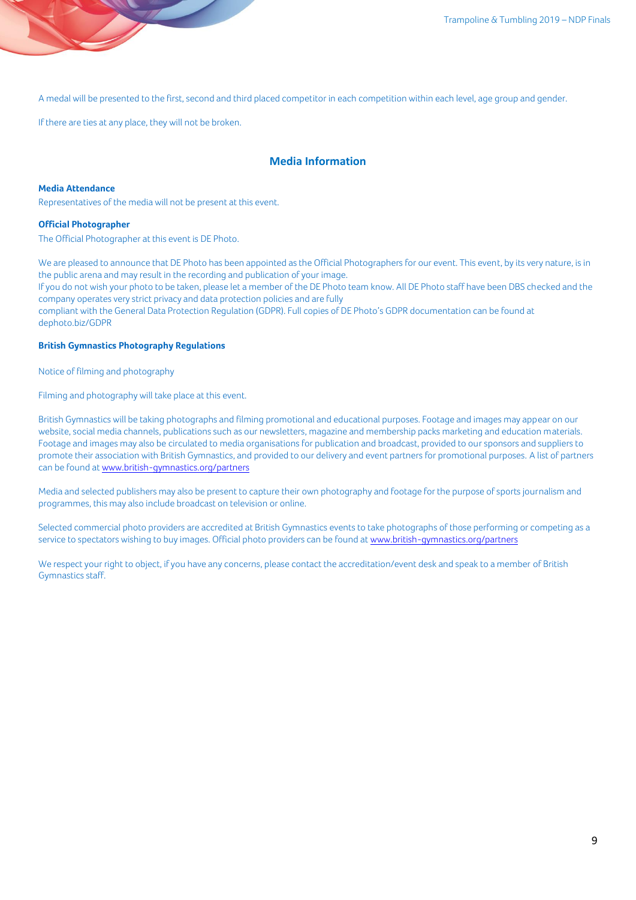A medal will be presented to the first, second and third placed competitor in each competition within each level, age group and gender.

If there are ties at any place, they will not be broken.

## Media Information

**Media Attendance**

Representatives of the media will not be present at this event.

**Official Photographer**

The Official Photographer at this event is DE Photo.

We are pleased to announce that DE Photo has been appointed as the Official Photographers for our event. This event, by its very nature, is in the public arena and may result in the recording and publication of your image.
If you do not wish your photo to be taken, please let a member of the DE Photo team know. All DE Photo staff have been DBS checked and the company operates very strict privacy and data protection policies and are fully
compliant with the General Data Protection Regulation (GDPR). Full copies of DE Photo's GDPR documentation can be found at dephoto.biz/GDPR

**British Gymnastics Photography Regulations**

Notice of filming and photography

Filming and photography will take place at this event.

British Gymnastics will be taking photographs and filming promotional and educational purposes. Footage and images may appear on our website, social media channels, publications such as our newsletters, magazine and membership packs marketing and education materials. Footage and images may also be circulated to media organisations for publication and broadcast, provided to our sponsors and suppliers to promote their association with British Gymnastics, and provided to our delivery and event partners for promotional purposes. A list of partners can be found at www.british-gymnastics.org/partners

Media and selected publishers may also be present to capture their own photography and footage for the purpose of sports journalism and programmes, this may also include broadcast on television or online.

Selected commercial photo providers are accredited at British Gymnastics events to take photographs of those performing or competing as a service to spectators wishing to buy images. Official photo providers can be found at www.british-gymnastics.org/partners

We respect your right to object, if you have any concerns, please contact the accreditation/event desk and speak to a member of British Gymnastics staff.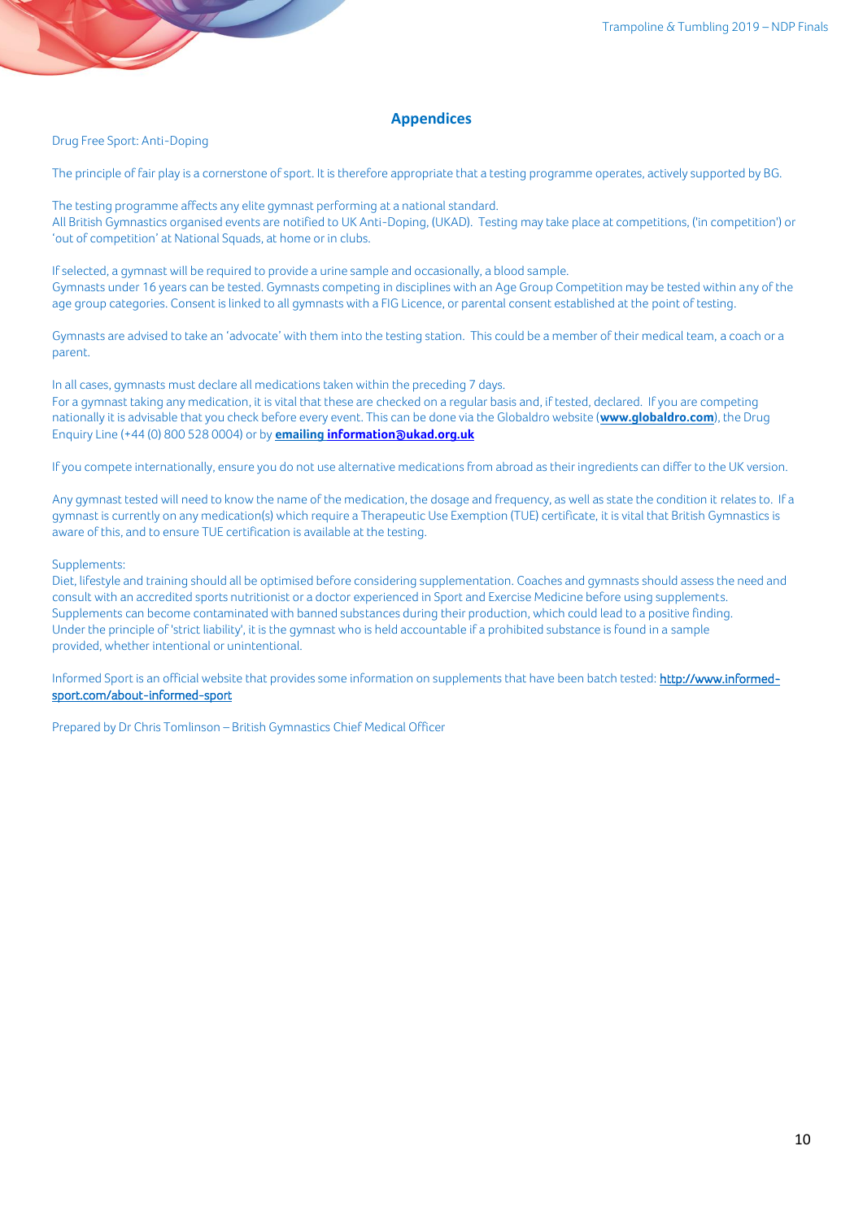## Appendices

Drug Free Sport: Anti-Doping

The principle of fair play is a cornerstone of sport. It is therefore appropriate that a testing programme operates, actively supported by BG.

The testing programme affects any elite gymnast performing at a national standard.
All British Gymnastics organised events are notified to UK Anti-Doping, (UKAD). Testing may take place at competitions, ('in competition') or 'out of competition' at National Squads, at home or in clubs.

If selected, a gymnast will be required to provide a urine sample and occasionally, a blood sample.
Gymnasts under 16 years can be tested. Gymnasts competing in disciplines with an Age Group Competition may be tested within any of the age group categories. Consent is linked to all gymnasts with a FIG Licence, or parental consent established at the point of testing.

Gymnasts are advised to take an 'advocate' with them into the testing station. This could be a member of their medical team, a coach or a parent.

In all cases, gymnasts must declare all medications taken within the preceding 7 days.
For a gymnast taking any medication, it is vital that these are checked on a regular basis and, if tested, declared. If you are competing nationally it is advisable that you check before every event. This can be done via the Globaldro website (**www.globaldro.com**), the Drug Enquiry Line (+44 (0) 800 528 0004) or by **emailing information@ukad.org.uk**

If you compete internationally, ensure you do not use alternative medications from abroad as their ingredients can differ to the UK version.

Any gymnast tested will need to know the name of the medication, the dosage and frequency, as well as state the condition it relates to. If a gymnast is currently on any medication(s) which require a Therapeutic Use Exemption (TUE) certificate, it is vital that British Gymnastics is aware of this, and to ensure TUE certification is available at the testing.

Supplements:
Diet, lifestyle and training should all be optimised before considering supplementation. Coaches and gymnasts should assess the need and consult with an accredited sports nutritionist or a doctor experienced in Sport and Exercise Medicine before using supplements.
Supplements can become contaminated with banned substances during their production, which could lead to a positive finding.
Under the principle of 'strict liability', it is the gymnast who is held accountable if a prohibited substance is found in a sample provided, whether intentional or unintentional.

Informed Sport is an official website that provides some information on supplements that have been batch tested: http://www.informed-sport.com/about-informed-sport

Prepared by Dr Chris Tomlinson – British Gymnastics Chief Medical Officer